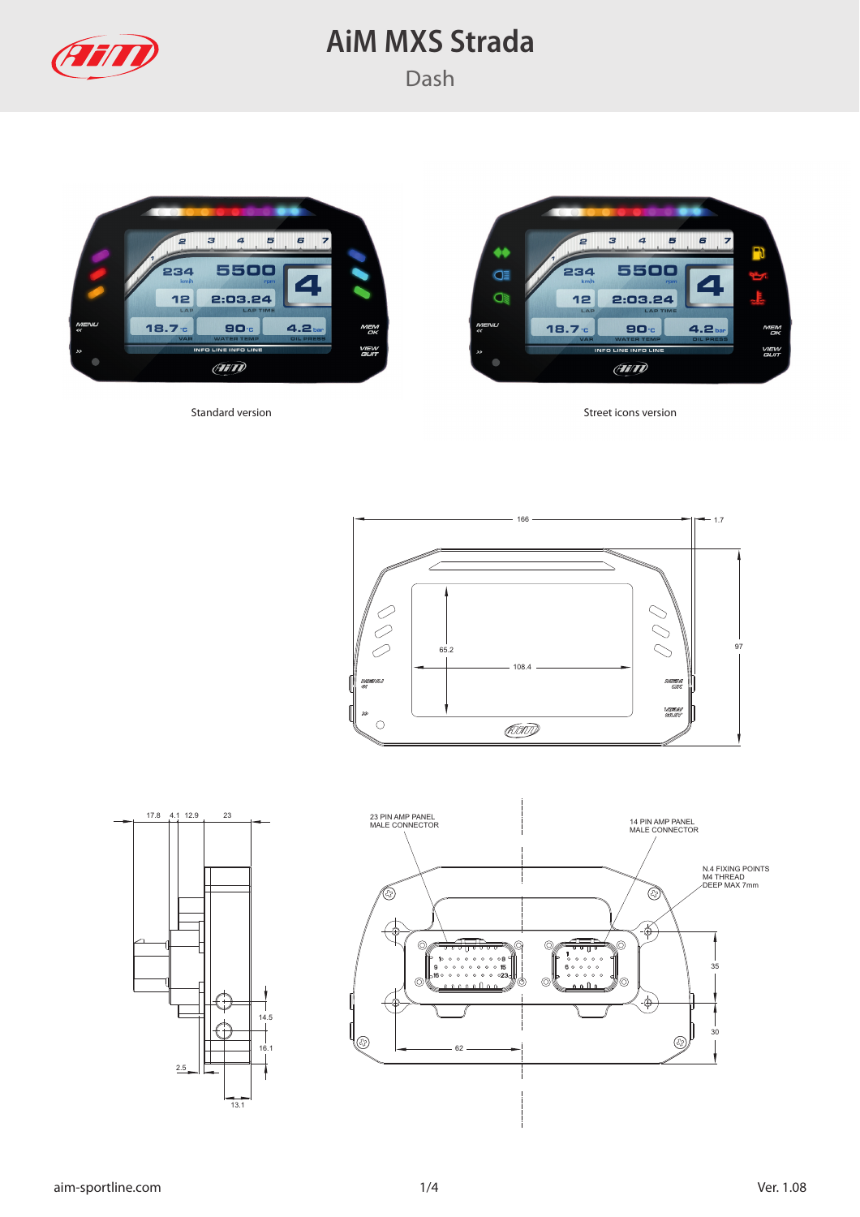# AiM MXS Strada

## Dash

Standard version

Street icons version

23 PIN AMP PANEL MALE CONNECTOR

14 PIN AMP PANEL MALE CONNECTOR

N.4 FIXING POINTS
M4 THREAD
DEEP MAX 7mm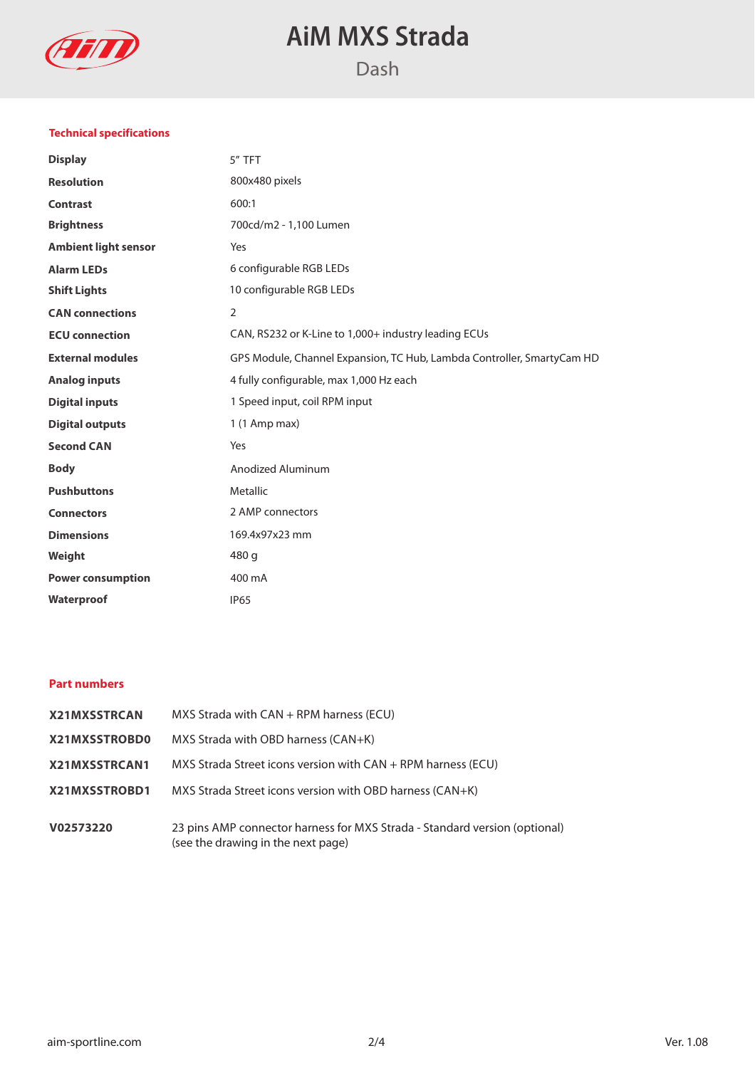## Technical specifications

| | |
|---|---|
| **Display** | 5" TFT |
| **Resolution** | 800x480 pixels |
| **Contrast** | 600:1 |
| **Brightness** | 700cd/m2 - 1,100 Lumen |
| **Ambient light sensor** | Yes |
| **Alarm LEDs** | 6 configurable RGB LEDs |
| **Shift Lights** | 10 configurable RGB LEDs |
| **CAN connections** | 2 |
| **ECU connection** | CAN, RS232 or K-Line to 1,000+ industry leading ECUs |
| **External modules** | GPS Module, Channel Expansion, TC Hub, Lambda Controller, SmartyCam HD |
| **Analog inputs** | 4 fully configurable, max 1,000 Hz each |
| **Digital inputs** | 1 Speed input, coil RPM input |
| **Digital outputs** | 1 (1 Amp max) |
| **Second CAN** | Yes |
| **Body** | Anodized Aluminum |
| **Pushbuttons** | Metallic |
| **Connectors** | 2 AMP connectors |
| **Dimensions** | 169.4x97x23 mm |
| **Weight** | 480 g |
| **Power consumption** | 400 mA |
| **Waterproof** | IP65 |

## Part numbers

| | |
|---|---|
| **X21MXSSTRCAN** | MXS Strada with CAN + RPM harness (ECU) |
| **X21MXSSTROBD0** | MXS Strada with OBD harness (CAN+K) |
| **X21MXSSTRCAN1** | MXS Strada Street icons version with CAN + RPM harness (ECU) |
| **X21MXSSTROBD1** | MXS Strada Street icons version with OBD harness (CAN+K) |
| **V02573220** | 23 pins AMP connector harness for MXS Strada - Standard version (optional) (see the drawing in the next page) |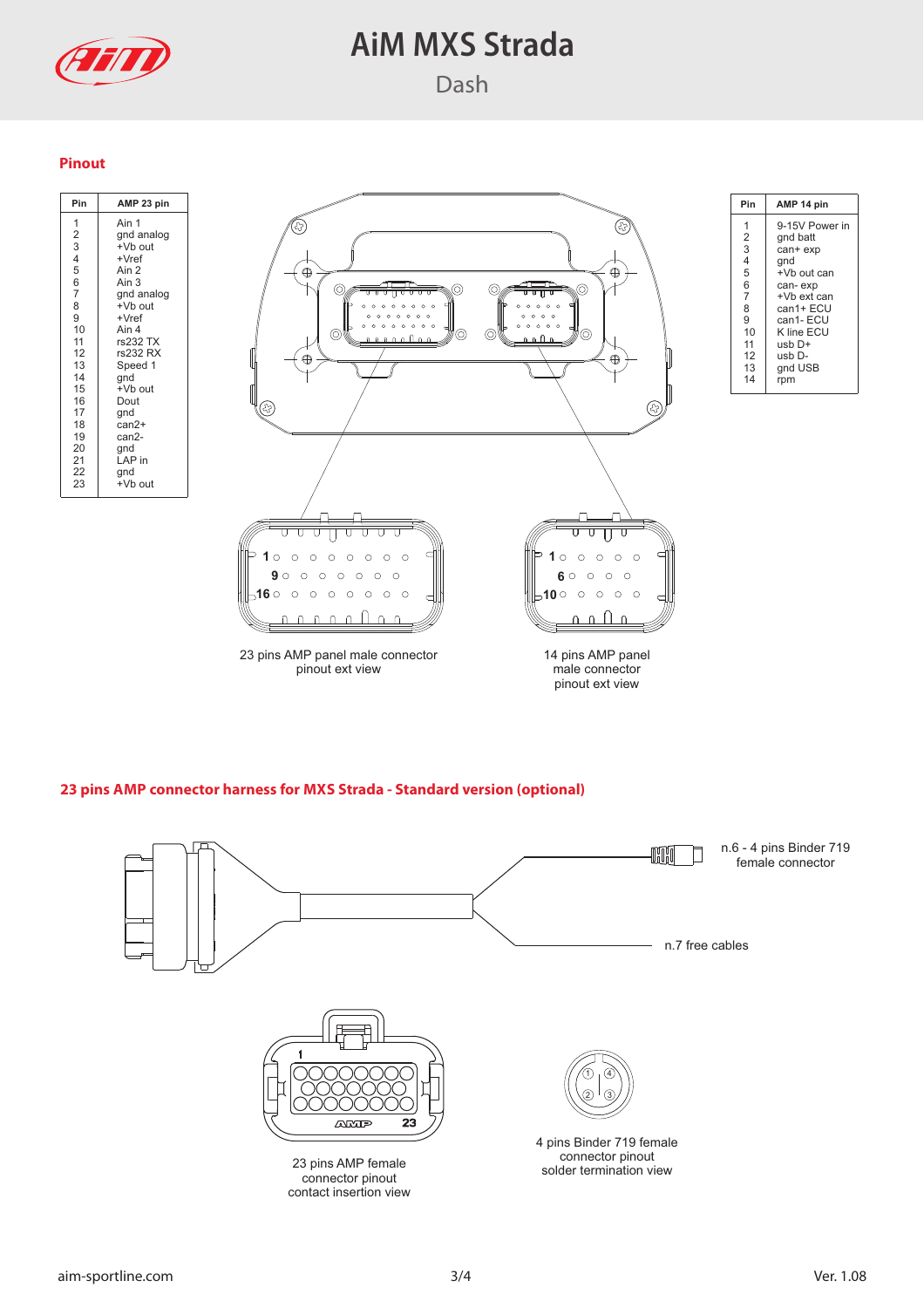# AiM MXS Strada

Dash

## Pinout

| Pin | AMP 23 pin |
|---|---|
| 1 | Ain 1 |
| 2 | gnd analog |
| 3 | +Vb out |
| 4 | +Vref |
| 5 | Ain 2 |
| 6 | Ain 3 |
| 7 | gnd analog |
| 8 | +Vb out |
| 9 | +Vref |
| 10 | Ain 4 |
| 11 | rs232 TX |
| 12 | rs232 RX |
| 13 | Speed 1 |
| 14 | gnd |
| 15 | +Vb out |
| 16 | Dout |
| 17 | gnd |
| 18 | can2+ |
| 19 | can2- |
| 20 | gnd |
| 21 | LAP in |
| 22 | gnd |
| 23 | +Vb out |

| Pin | AMP 14 pin |
|---|---|
| 1 | 9-15V Power in |
| 2 | gnd batt |
| 3 | can+ exp |
| 4 | gnd |
| 5 | +Vb out can |
| 6 | can- exp |
| 7 | +Vb ext can |
| 8 | can1+ ECU |
| 9 | can1- ECU |
| 10 | K line ECU |
| 11 | usb D+ |
| 12 | usb D- |
| 13 | gnd USB |
| 14 | rpm |

23 pins AMP panel male connector pinout ext view

14 pins AMP panel male connector pinout ext view

## 23 pins AMP connector harness for MXS Strada - Standard version (optional)

n.6 - 4 pins Binder 719 female connector

n.7 free cables

23 pins AMP female connector pinout contact insertion view

4 pins Binder 719 female connector pinout solder termination view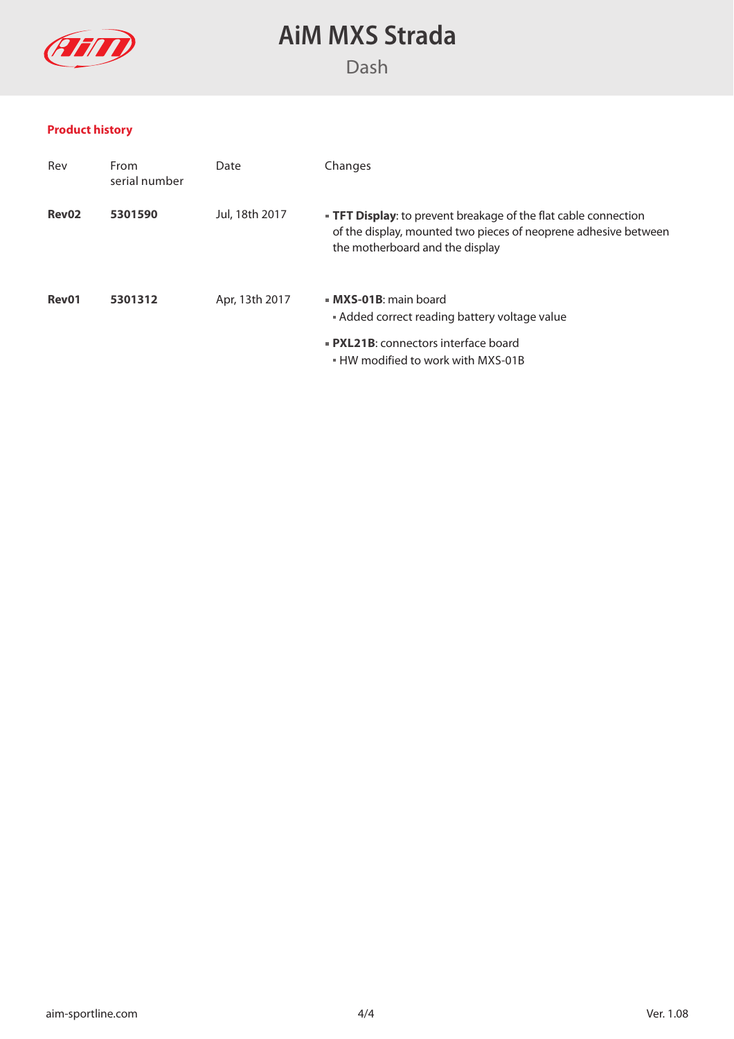**Product history**

| Rev | From serial number | Date | Changes |
| --- | --- | --- | --- |
| **Rev02** | **5301590** | Jul, 18th 2017 | ▪ **TFT Display**: to prevent breakage of the flat cable connection of the display, mounted two pieces of neoprene adhesive between the motherboard and the display |
| **Rev01** | **5301312** | Apr, 13th 2017 | ▪ **MXS-01B**: main board<br>▪ Added correct reading battery voltage value<br>▪ **PXL21B**: connectors interface board<br>▪ HW modified to work with MXS-01B |